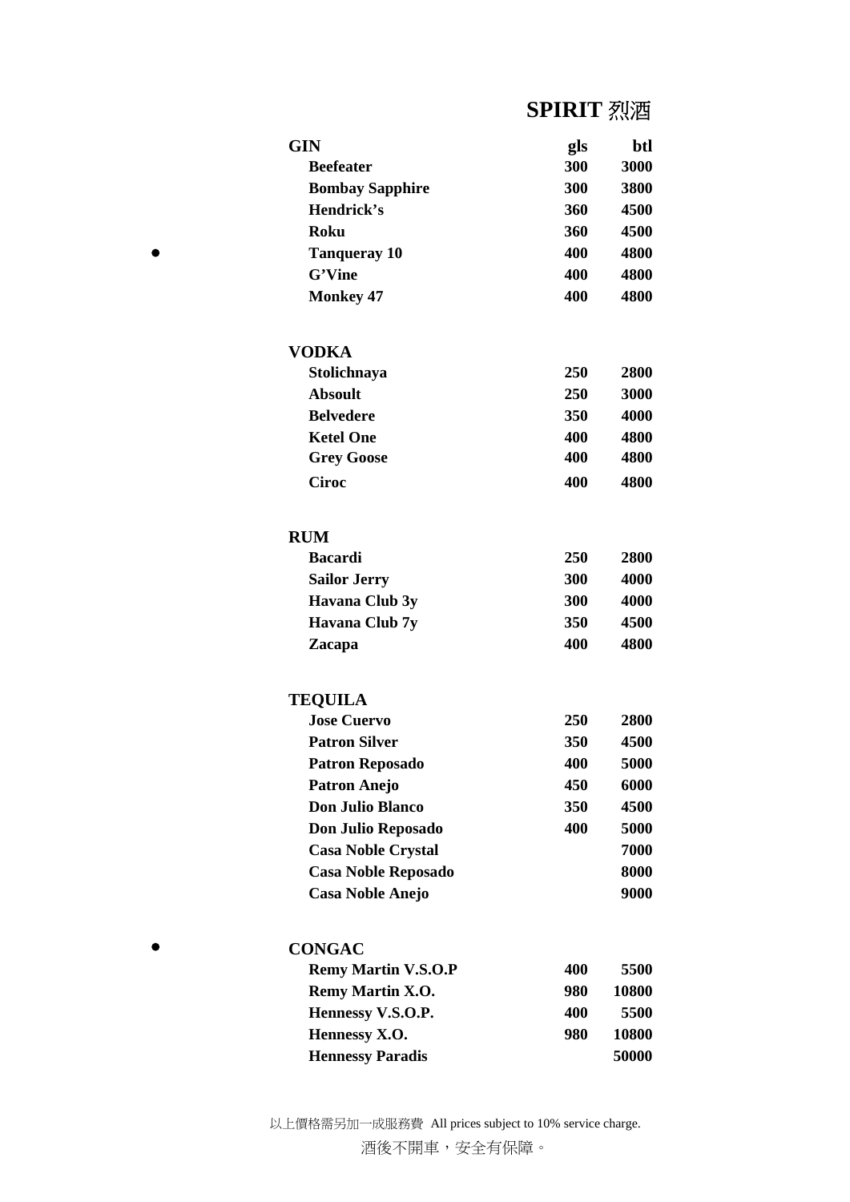# SPIRIT 烈酒

| GIN | gls | btl |
| --- | --- | --- |
| Beefeater | 300 | 3000 |
| Bombay Sapphire | 300 | 3800 |
| Hendrick's | 360 | 4500 |
| Roku | 360 | 4500 |
| Tanqueray 10 | 400 | 4800 |
| G'Vine | 400 | 4800 |
| Monkey 47 | 400 | 4800 |

| VODKA | gls | btl |
| --- | --- | --- |
| Stolichnaya | 250 | 2800 |
| Absoult | 250 | 3000 |
| Belvedere | 350 | 4000 |
| Ketel One | 400 | 4800 |
| Grey Goose | 400 | 4800 |
| Ciroc | 400 | 4800 |

| RUM | gls | btl |
| --- | --- | --- |
| Bacardi | 250 | 2800 |
| Sailor Jerry | 300 | 4000 |
| Havana Club 3y | 300 | 4000 |
| Havana Club 7y | 350 | 4500 |
| Zacapa | 400 | 4800 |

| TEQUILA | gls | btl |
| --- | --- | --- |
| Jose Cuervo | 250 | 2800 |
| Patron Silver | 350 | 4500 |
| Patron Reposado | 400 | 5000 |
| Patron Anejo | 450 | 6000 |
| Don Julio Blanco | 350 | 4500 |
| Don Julio Reposado | 400 | 5000 |
| Casa Noble Crystal | | 7000 |
| Casa Noble Reposado | | 8000 |
| Casa Noble Anejo | | 9000 |

| CONGAC | gls | btl |
| --- | --- | --- |
| Remy Martin V.S.O.P | 400 | 5500 |
| Remy Martin X.O. | 980 | 10800 |
| Hennessy V.S.O.P. | 400 | 5500 |
| Hennessy X.O. | 980 | 10800 |
| Hennessy Paradis | | 50000 |

以上價格需另加一成服務費 All prices subject to 10% service charge.

酒後不開車，安全有保障。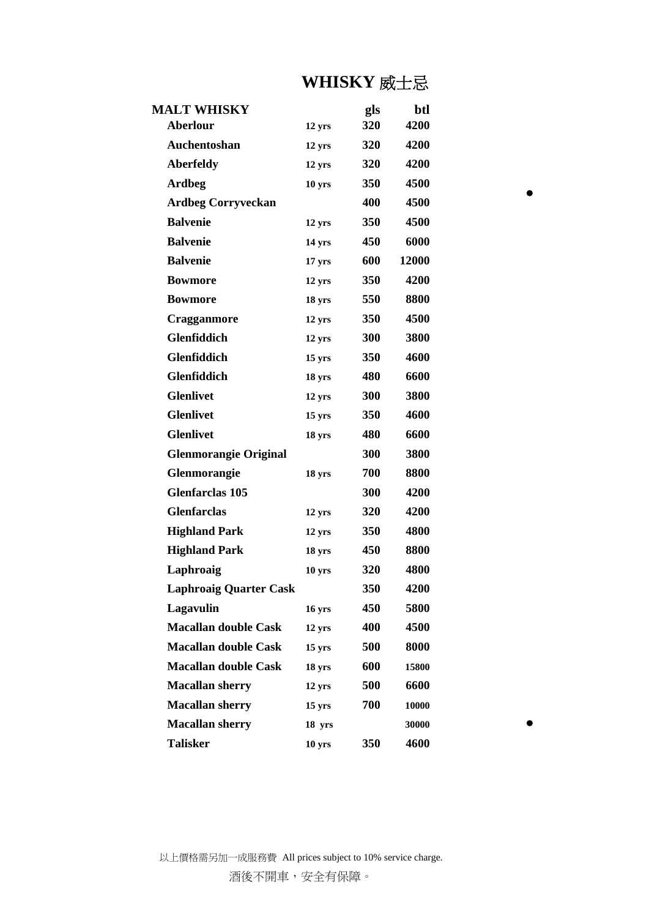# WHISKY 威士忌

| MALT WHISKY | | gls | btl |
|---|---|---|---|
| Aberlour | 12 yrs | 320 | 4200 |
| Auchentoshan | 12 yrs | 320 | 4200 |
| Aberfeldy | 12 yrs | 320 | 4200 |
| Ardbeg | 10 yrs | 350 | 4500 |
| Ardbeg Corryveckan | | 400 | 4500 |
| Balvenie | 12 yrs | 350 | 4500 |
| Balvenie | 14 yrs | 450 | 6000 |
| Balvenie | 17 yrs | 600 | 12000 |
| Bowmore | 12 yrs | 350 | 4200 |
| Bowmore | 18 yrs | 550 | 8800 |
| Cragganmore | 12 yrs | 350 | 4500 |
| Glenfiddich | 12 yrs | 300 | 3800 |
| Glenfiddich | 15 yrs | 350 | 4600 |
| Glenfiddich | 18 yrs | 480 | 6600 |
| Glenlivet | 12 yrs | 300 | 3800 |
| Glenlivet | 15 yrs | 350 | 4600 |
| Glenlivet | 18 yrs | 480 | 6600 |
| Glenmorangie Original | | 300 | 3800 |
| Glenmorangie | 18 yrs | 700 | 8800 |
| Glenfarclas 105 | | 300 | 4200 |
| Glenfarclas | 12 yrs | 320 | 4200 |
| Highland Park | 12 yrs | 350 | 4800 |
| Highland Park | 18 yrs | 450 | 8800 |
| Laphroaig | 10 yrs | 320 | 4800 |
| Laphroaig Quarter Cask | | 350 | 4200 |
| Lagavulin | 16 yrs | 450 | 5800 |
| Macallan double Cask | 12 yrs | 400 | 4500 |
| Macallan double Cask | 15 yrs | 500 | 8000 |
| Macallan double Cask | 18 yrs | 600 | 15800 |
| Macallan sherry | 12 yrs | 500 | 6600 |
| Macallan sherry | 15 yrs | 700 | 10000 |
| Macallan sherry | 18 yrs | | 30000 |
| Talisker | 10 yrs | 350 | 4600 |

以上價格需另加一成服務費 All prices subject to 10% service charge.

酒後不開車，安全有保障。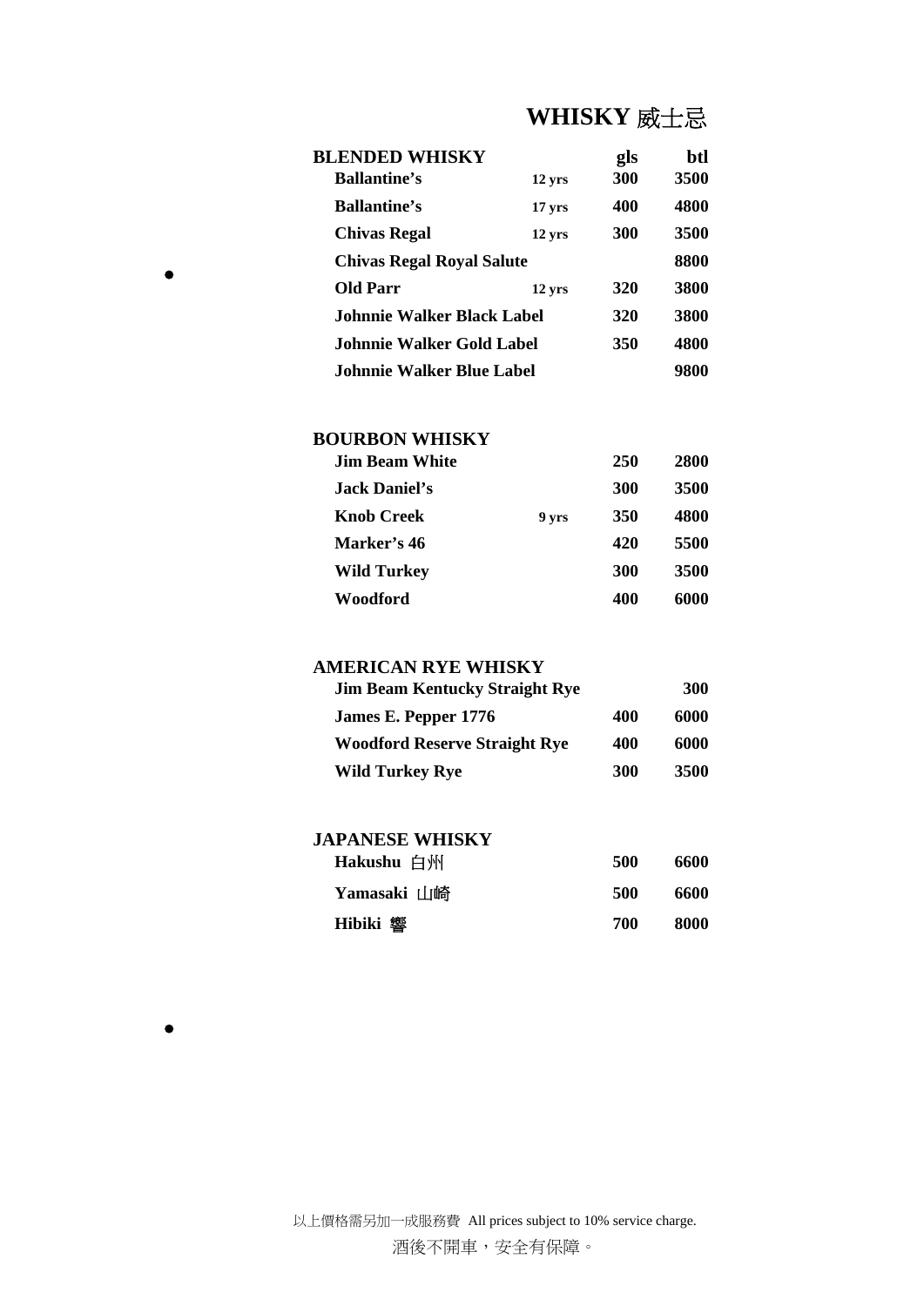# WHISKY 威士忌

| BLENDED WHISKY | | gls | btl |
|---|---|---|---|
| Ballantine's | 12 yrs | 300 | 3500 |
| Ballantine's | 17 yrs | 400 | 4800 |
| Chivas Regal | 12 yrs | 300 | 3500 |
| Chivas Regal Royal Salute | | | 8800 |
| Old Parr | 12 yrs | 320 | 3800 |
| Johnnie Walker Black Label | | 320 | 3800 |
| Johnnie Walker Gold Label | | 350 | 4800 |
| Johnnie Walker Blue Label | | | 9800 |

| BOURBON WHISKY | | gls | btl |
|---|---|---|---|
| Jim Beam White | | 250 | 2800 |
| Jack Daniel's | | 300 | 3500 |
| Knob Creek | 9 yrs | 350 | 4800 |
| Marker's 46 | | 420 | 5500 |
| Wild Turkey | | 300 | 3500 |
| Woodford | | 400 | 6000 |

| AMERICAN RYE WHISKY | gls | btl |
|---|---|---|
| Jim Beam Kentucky Straight Rye | | 300 |
| James E. Pepper 1776 | 400 | 6000 |
| Woodford Reserve Straight Rye | 400 | 6000 |
| Wild Turkey Rye | 300 | 3500 |

| JAPANESE WHISKY | gls | btl |
|---|---|---|
| Hakushu 白州 | 500 | 6600 |
| Yamasaki 山崎 | 500 | 6600 |
| Hibiki 響 | 700 | 8000 |

以上價格需另加一成服務費 All prices subject to 10% service charge.

酒後不開車，安全有保障。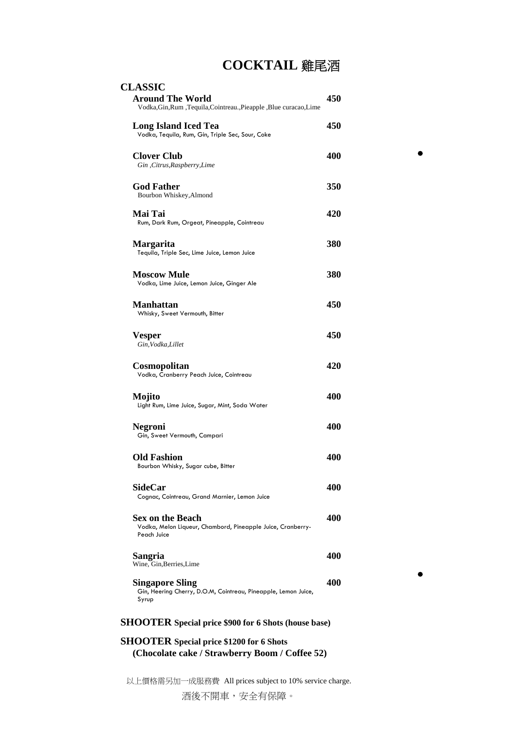# COCKTAIL 雞尾酒

## CLASSIC

**Around The World** **450**
Vodka,Gin,Rum ,Tequila,Cointreau.,Pieapple ,Blue curacao,Lime

**Long Island Iced Tea** **450**
Vodka, Tequila, Rum, Gin, Triple Sec, Sour, Coke

**Clover Club** **400**
*Gin ,Citrus,Raspberry,Lime*

**God Father** **350**
Bourbon Whiskey,Almond

**Mai Tai** **420**
Rum, Dark Rum, Orgeat, Pineapple, Cointreau

**Margarita** **380**
Tequila, Triple Sec, Lime Juice, Lemon Juice

**Moscow Mule** **380**
Vodka, Lime Juice, Lemon Juice, Ginger Ale

**Manhattan** **450**
Whisky, Sweet Vermouth, Bitter

**Vesper** **450**
*Gin,Vodka,Lillet*

**Cosmopolitan** **420**
Vodka, Cranberry Peach Juice, Cointreau

**Mojito** **400**
Light Rum, Lime Juice, Sugar, Mint, Soda Water

**Negroni** **400**
Gin, Sweet Vermouth, Campari

**Old Fashion** **400**
Bourbon Whisky, Sugar cube, Bitter

**SideCar** **400**
Cognac, Cointreau, Grand Marnier, Lemon Juice

**Sex on the Beach** **400**
Vodka, Melon Liqueur, Chambord, Pineapple Juice, Cranberry-Peach Juice

**Sangria** **400**
Wine, Gin,Berries,Lime

**Singapore Sling** **400**
Gin, Heering Cherry, D.O.M, Cointreau, Pineapple, Lemon Juice, Syrup

**SHOOTER Special price $900 for 6 Shots (house base)**

**SHOOTER Special price $1200 for 6 Shots**
**(Chocolate cake / Strawberry Boom / Coffee 52)**

以上價格需另加一成服務費 All prices subject to 10% service charge.

酒後不開車，安全有保障。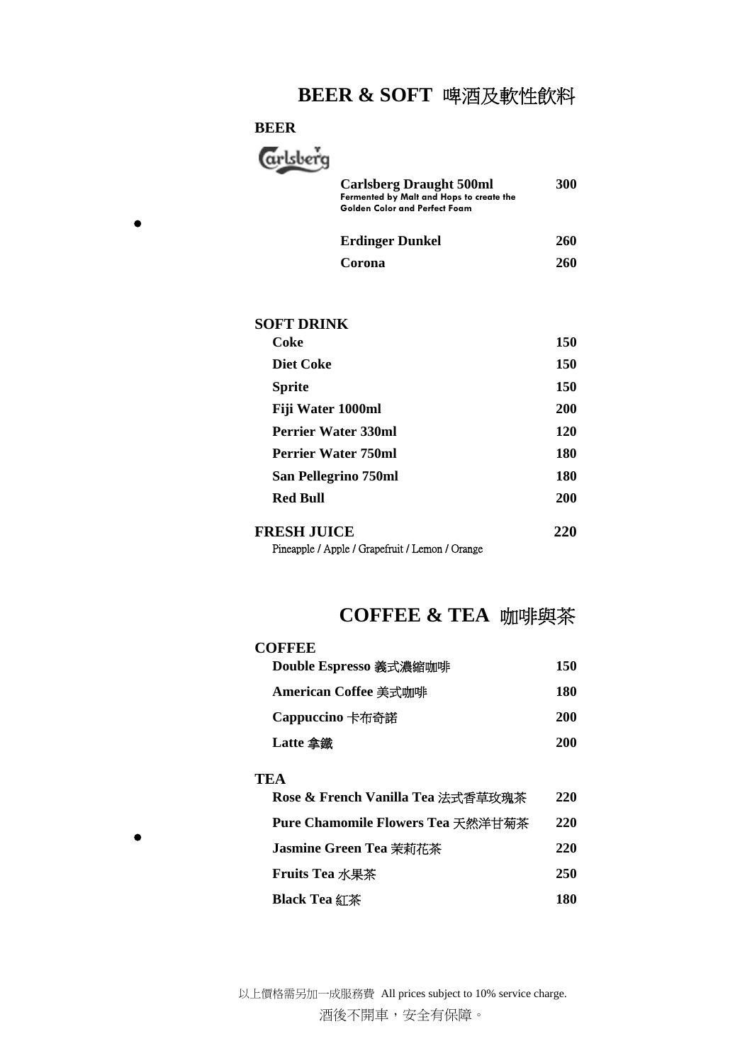# BEER & SOFT 啤酒及軟性飲料

## BEER

Carlsberg

| | |
|---|---|
| **Carlsberg Draught 500ml**<br>Fermented by Malt and Hops to create the Golden Color and Perfect Foam | **300** |
| **Erdinger Dunkel** | **260** |
| **Corona** | **260** |

## SOFT DRINK

| | |
|---|---|
| **Coke** | **150** |
| **Diet Coke** | **150** |
| **Sprite** | **150** |
| **Fiji Water 1000ml** | **200** |
| **Perrier Water 330ml** | **120** |
| **Perrier Water 750ml** | **180** |
| **San Pellegrino 750ml** | **180** |
| **Red Bull** | **200** |

## FRESH JUICE — 220

Pineapple / Apple / Grapefruit / Lemon / Orange

# COFFEE & TEA 咖啡與茶

## COFFEE

| | |
|---|---|
| **Double Espresso** 義式濃縮咖啡 | **150** |
| **American Coffee** 美式咖啡 | **180** |
| **Cappuccino** 卡布奇諾 | **200** |
| **Latte** 拿鐵 | **200** |

## TEA

| | |
|---|---|
| **Rose & French Vanilla Tea** 法式香草玫瑰茶 | **220** |
| **Pure Chamomile Flowers Tea** 天然洋甘菊茶 | **220** |
| **Jasmine Green Tea** 茉莉花茶 | **220** |
| **Fruits Tea** 水果茶 | **250** |
| **Black Tea** 紅茶 | **180** |

以上價格需另加一成服務費 All prices subject to 10% service charge.

酒後不開車，安全有保障。